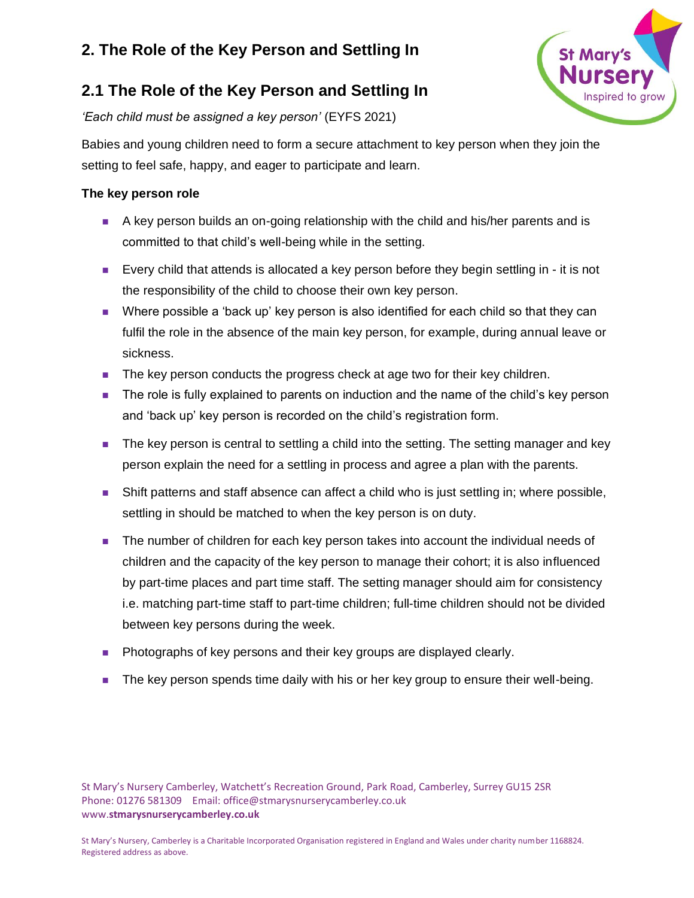## 2. The Role of the Key Person and Settling In

### 2.1 The Role of the Key Person and Settling In

*'Each child must be assigned a key person'* (EYFS 2021)

Babies and young children need to form a secure attachment to key person when they join the setting to feel safe, happy, and eager to participate and learn.

**The key person role**

- A key person builds an on-going relationship with the child and his/her parents and is committed to that child's well-being while in the setting.
- Every child that attends is allocated a key person before they begin settling in - it is not the responsibility of the child to choose their own key person.
- Where possible a 'back up' key person is also identified for each child so that they can fulfil the role in the absence of the main key person, for example, during annual leave or sickness.
- The key person conducts the progress check at age two for their key children.
- The role is fully explained to parents on induction and the name of the child's key person and 'back up' key person is recorded on the child's registration form.
- The key person is central to settling a child into the setting. The setting manager and key person explain the need for a settling in process and agree a plan with the parents.
- Shift patterns and staff absence can affect a child who is just settling in; where possible, settling in should be matched to when the key person is on duty.
- The number of children for each key person takes into account the individual needs of children and the capacity of the key person to manage their cohort; it is also influenced by part-time places and part time staff. The setting manager should aim for consistency i.e. matching part-time staff to part-time children; full-time children should not be divided between key persons during the week.
- Photographs of key persons and their key groups are displayed clearly.
- The key person spends time daily with his or her key group to ensure their well-being.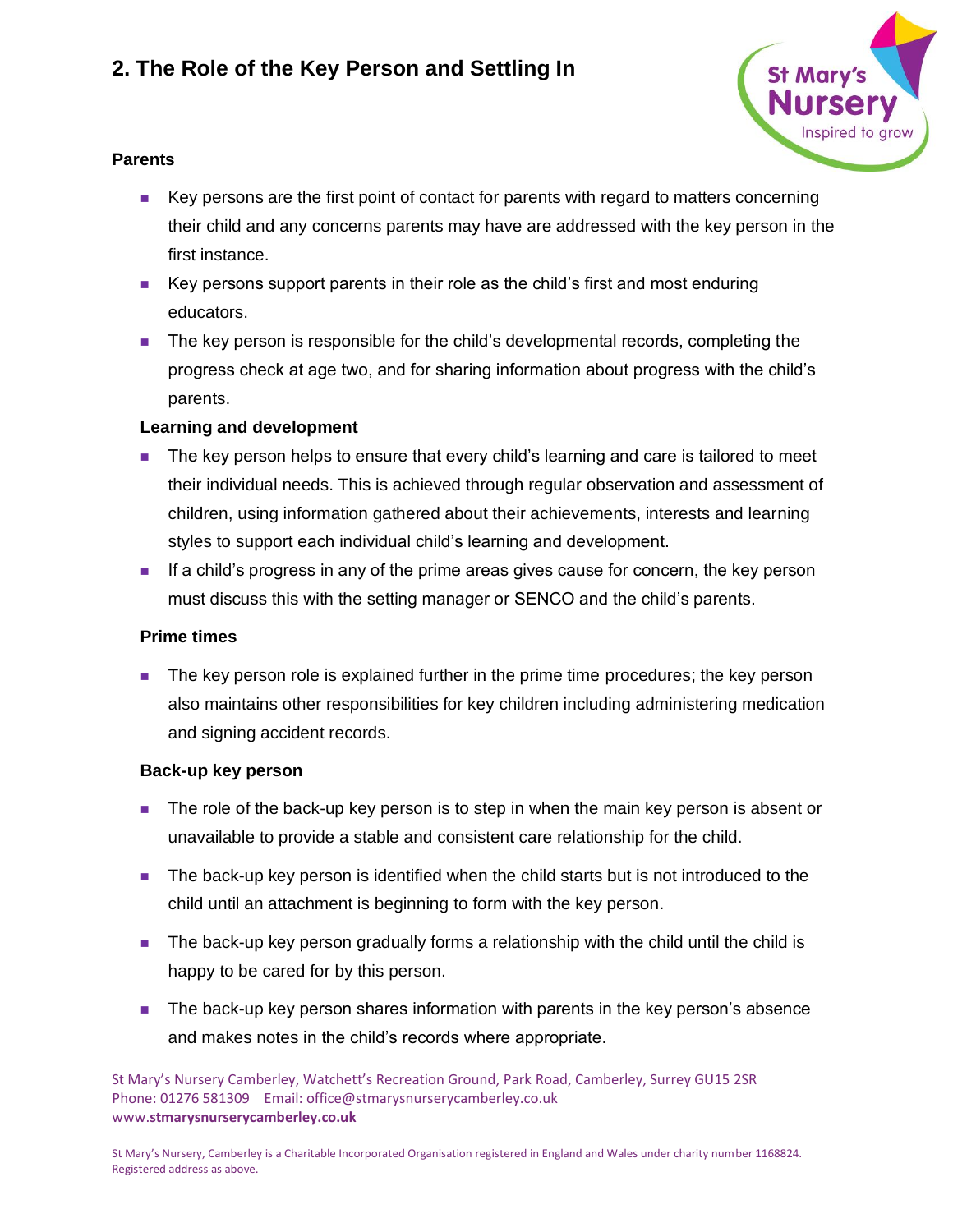## 2. The Role of the Key Person and Settling In

### Parents

- Key persons are the first point of contact for parents with regard to matters concerning their child and any concerns parents may have are addressed with the key person in the first instance.
- Key persons support parents in their role as the child's first and most enduring educators.
- The key person is responsible for the child's developmental records, completing the progress check at age two, and for sharing information about progress with the child's parents.

### Learning and development

- The key person helps to ensure that every child's learning and care is tailored to meet their individual needs. This is achieved through regular observation and assessment of children, using information gathered about their achievements, interests and learning styles to support each individual child's learning and development.
- If a child's progress in any of the prime areas gives cause for concern, the key person must discuss this with the setting manager or SENCO and the child's parents.

### Prime times

- The key person role is explained further in the prime time procedures; the key person also maintains other responsibilities for key children including administering medication and signing accident records.

### Back-up key person

- The role of the back-up key person is to step in when the main key person is absent or unavailable to provide a stable and consistent care relationship for the child.
- The back-up key person is identified when the child starts but is not introduced to the child until an attachment is beginning to form with the key person.
- The back-up key person gradually forms a relationship with the child until the child is happy to be cared for by this person.
- The back-up key person shares information with parents in the key person's absence and makes notes in the child's records where appropriate.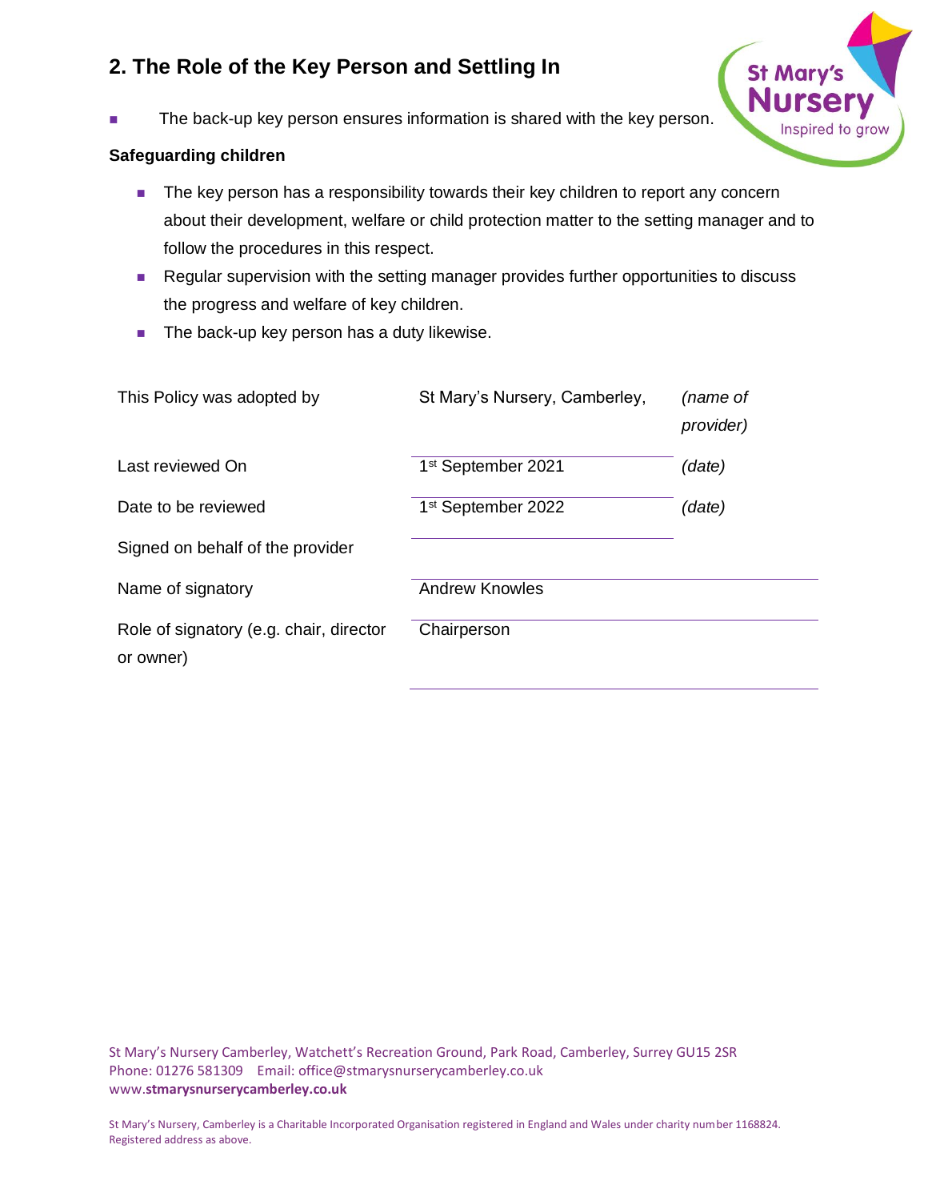## 2. The Role of the Key Person and Settling In

- The back-up key person ensures information is shared with the key person.

**Safeguarding children**

- The key person has a responsibility towards their key children to report any concern about their development, welfare or child protection matter to the setting manager and to follow the procedures in this respect.
- Regular supervision with the setting manager provides further opportunities to discuss the progress and welfare of key children.
- The back-up key person has a duty likewise.

| | | |
|---|---|---|
| This Policy was adopted by | St Mary's Nursery, Camberley, | *(name of provider)* |
| Last reviewed On | 1st September 2021 | *(date)* |
| Date to be reviewed | 1st September 2022 | *(date)* |
| Signed on behalf of the provider | | |
| Name of signatory | Andrew Knowles | |
| Role of signatory (e.g. chair, director or owner) | Chairperson | |

St Mary's Nursery Camberley, Watchett's Recreation Ground, Park Road, Camberley, Surrey GU15 2SR
Phone: 01276 581309 Email: office@stmarysnurserycamberley.co.uk
www.**stmarysnurserycamberley.co.uk**

St Mary's Nursery, Camberley is a Charitable Incorporated Organisation registered in England and Wales under charity number 1168824. Registered address as above.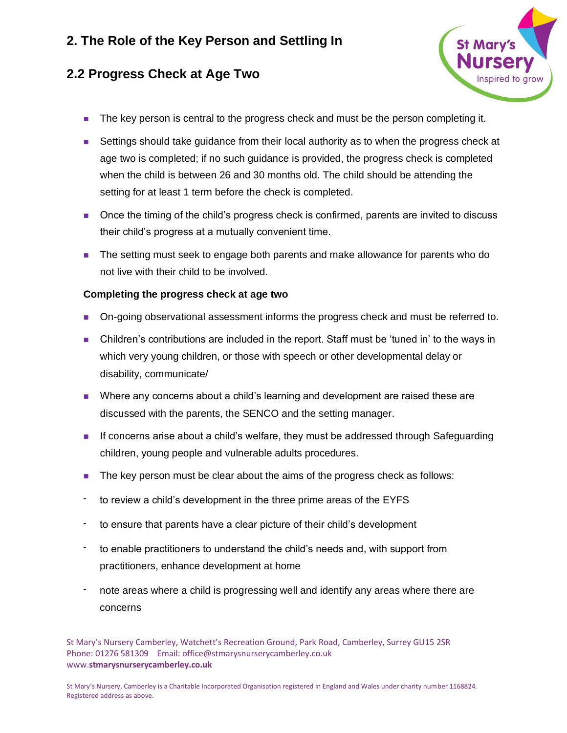## 2. The Role of the Key Person and Settling In

## 2.2 Progress Check at Age Two

- The key person is central to the progress check and must be the person completing it.
- Settings should take guidance from their local authority as to when the progress check at age two is completed; if no such guidance is provided, the progress check is completed when the child is between 26 and 30 months old. The child should be attending the setting for at least 1 term before the check is completed.
- Once the timing of the child's progress check is confirmed, parents are invited to discuss their child's progress at a mutually convenient time.
- The setting must seek to engage both parents and make allowance for parents who do not live with their child to be involved.

**Completing the progress check at age two**

- On-going observational assessment informs the progress check and must be referred to.
- Children's contributions are included in the report. Staff must be 'tuned in' to the ways in which very young children, or those with speech or other developmental delay or disability, communicate/
- Where any concerns about a child's learning and development are raised these are discussed with the parents, the SENCO and the setting manager.
- If concerns arise about a child's welfare, they must be addressed through Safeguarding children, young people and vulnerable adults procedures.
- The key person must be clear about the aims of the progress check as follows:

- to review a child's development in the three prime areas of the EYFS
- to ensure that parents have a clear picture of their child's development
- to enable practitioners to understand the child's needs and, with support from practitioners, enhance development at home
- note areas where a child is progressing well and identify any areas where there are concerns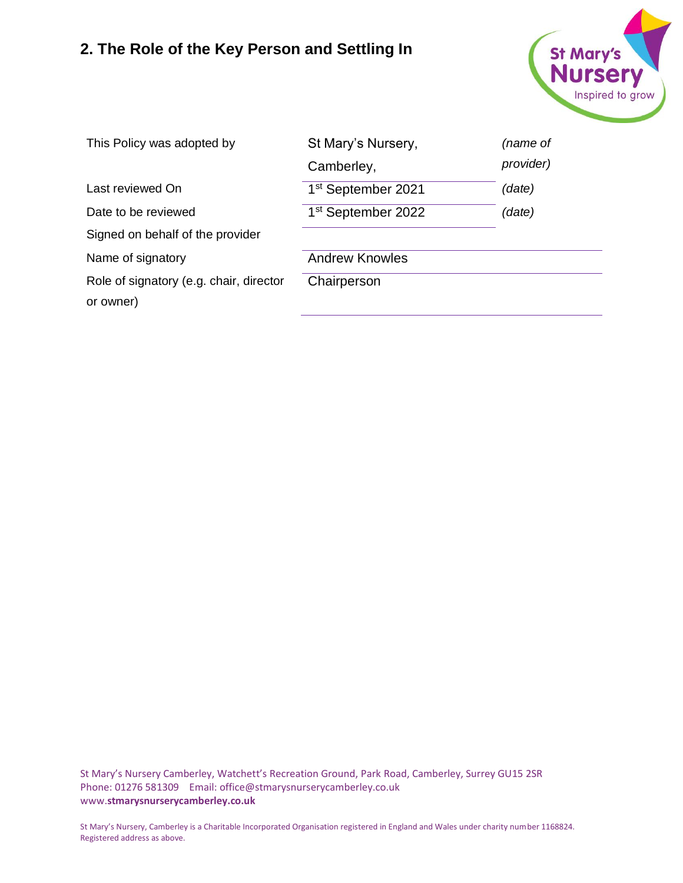## 2. The Role of the Key Person and Settling In

| | | |
|---|---|---|
| This Policy was adopted by | St Mary's Nursery, Camberley, | *(name of provider)* |
| Last reviewed On | 1st September 2021 | *(date)* |
| Date to be reviewed | 1st September 2022 | *(date)* |
| Signed on behalf of the provider | | |
| Name of signatory | Andrew Knowles | |
| Role of signatory (e.g. chair, director or owner) | Chairperson | |

St Mary's Nursery Camberley, Watchett's Recreation Ground, Park Road, Camberley, Surrey GU15 2SR
Phone: 01276 581309 Email: office@stmarysnurserycamberley.co.uk
www.**stmarysnurserycamberley.co.uk**

St Mary's Nursery, Camberley is a Charitable Incorporated Organisation registered in England and Wales under charity number 1168824. Registered address as above.